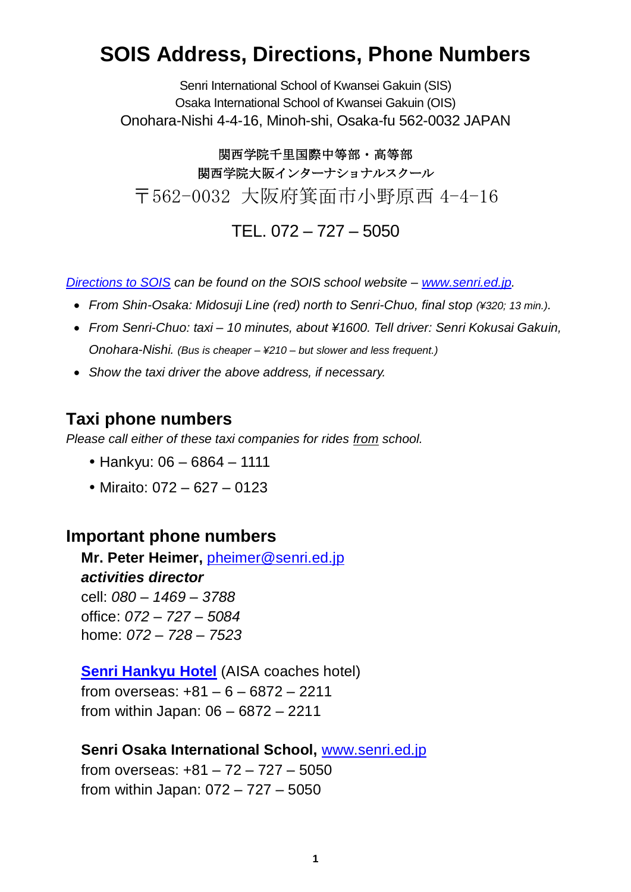# SOIS Address, Directions, Phone Numbers

Senri International School of Kwansei Gakuin (SIS)
Osaka International School of Kwansei Gakuin (OIS)
Onohara-Nishi 4-4-16, Minoh-shi, Osaka-fu 562-0032 JAPAN

関西学院千里国際中等部・高等部
関西学院大阪インターナショナルスクール
〒562-0032 大阪府箕面市小野原西 4-4-16

TEL. 072 – 727 – 5050

*Directions to SOIS can be found on the SOIS school website – www.senri.ed.jp.*

- *From Shin-Osaka: Midosuji Line (red) north to Senri-Chuo, final stop (¥320; 13 min.).*
- *From Senri-Chuo: taxi – 10 minutes, about ¥1600. Tell driver: Senri Kokusai Gakuin, Onohara-Nishi. (Bus is cheaper – ¥210 – but slower and less frequent.)*
- *Show the taxi driver the above address, if necessary.*

## Taxi phone numbers

*Please call either of these taxi companies for rides from school.*

- Hankyu: 06 – 6864 – 1111
- Miraito: 072 – 627 – 0123

## Important phone numbers

**Mr. Peter Heimer,** pheimer@senri.ed.jp
***activities director***
cell: *080 – 1469 – 3788*
office: *072 – 727 – 5084*
home: *072 – 728 – 7523*

**Senri Hankyu Hotel** (AISA coaches hotel)
from overseas: +81 – 6 – 6872 – 2211
from within Japan: 06 – 6872 – 2211

**Senri Osaka International School,** www.senri.ed.jp
from overseas: +81 – 72 – 727 – 5050
from within Japan: 072 – 727 – 5050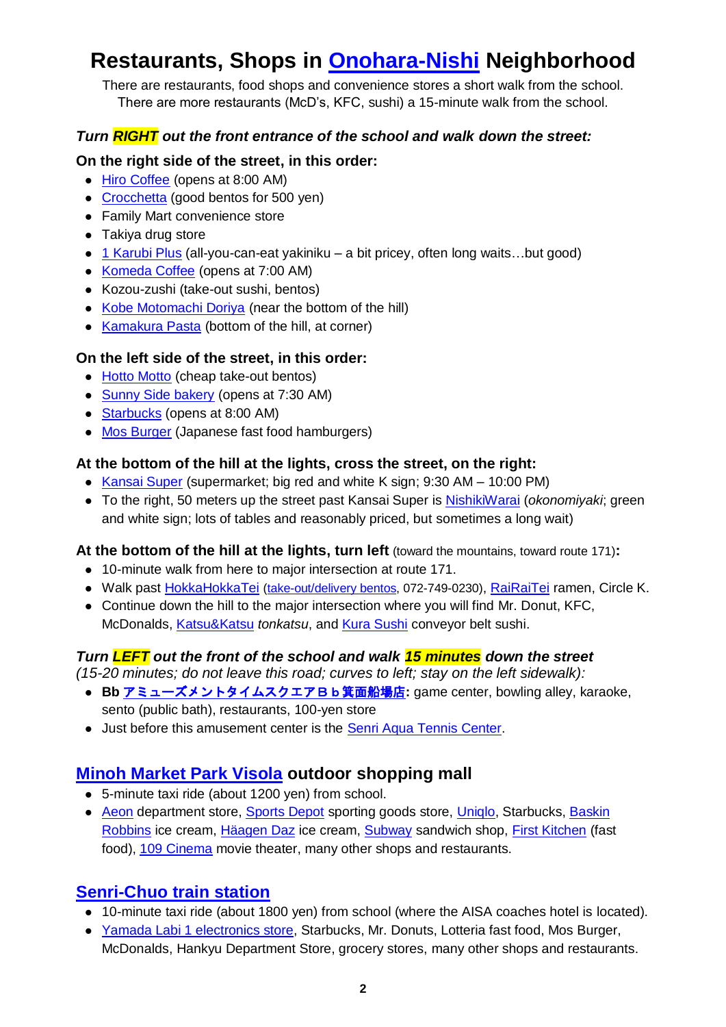# Restaurants, Shops in Onohara-Nishi Neighborhood

There are restaurants, food shops and convenience stores a short walk from the school.
There are more restaurants (McD's, KFC, sushi) a 15-minute walk from the school.

***Turn RIGHT out the front entrance of the school and walk down the street:***

**On the right side of the street, in this order:**

- Hiro Coffee (opens at 8:00 AM)
- Crocchetta (good bentos for 500 yen)
- Family Mart convenience store
- Takiya drug store
- 1 Karubi Plus (all-you-can-eat yakiniku – a bit pricey, often long waits…but good)
- Komeda Coffee (opens at 7:00 AM)
- Kozou-zushi (take-out sushi, bentos)
- Kobe Motomachi Doriya (near the bottom of the hill)
- Kamakura Pasta (bottom of the hill, at corner)

**On the left side of the street, in this order:**

- Hotto Motto (cheap take-out bentos)
- Sunny Side bakery (opens at 7:30 AM)
- Starbucks (opens at 8:00 AM)
- Mos Burger (Japanese fast food hamburgers)

**At the bottom of the hill at the lights, cross the street, on the right:**

- Kansai Super (supermarket; big red and white K sign; 9:30 AM – 10:00 PM)
- To the right, 50 meters up the street past Kansai Super is NishikiWarai (*okonomiyaki*; green and white sign; lots of tables and reasonably priced, but sometimes a long wait)

**At the bottom of the hill at the lights, turn left** (toward the mountains, toward route 171)**:**

- 10-minute walk from here to major intersection at route 171.
- Walk past HokkaHokkaTei (take-out/delivery bentos, 072-749-0230), RaiRaiTei ramen, Circle K.
- Continue down the hill to the major intersection where you will find Mr. Donut, KFC, McDonalds, Katsu&Katsu *tonkatsu*, and Kura Sushi conveyor belt sushi.

***Turn LEFT out the front of the school and walk 15 minutes down the street***
*(15-20 minutes; do not leave this road; curves to left; stay on the left sidewalk):*

- **Bb アミューズメントタイムスクエアＢｂ箕面船場店:** game center, bowling alley, karaoke, sento (public bath), restaurants, 100-yen store
- Just before this amusement center is the Senri Aqua Tennis Center.

## Minoh Market Park Visola outdoor shopping mall

- 5-minute taxi ride (about 1200 yen) from school.
- Aeon department store, Sports Depot sporting goods store, Uniqlo, Starbucks, Baskin Robbins ice cream, Häagen Daz ice cream, Subway sandwich shop, First Kitchen (fast food), 109 Cinema movie theater, many other shops and restaurants.

## Senri-Chuo train station

- 10-minute taxi ride (about 1800 yen) from school (where the AISA coaches hotel is located).
- Yamada Labi 1 electronics store, Starbucks, Mr. Donuts, Lotteria fast food, Mos Burger, McDonalds, Hankyu Department Store, grocery stores, many other shops and restaurants.